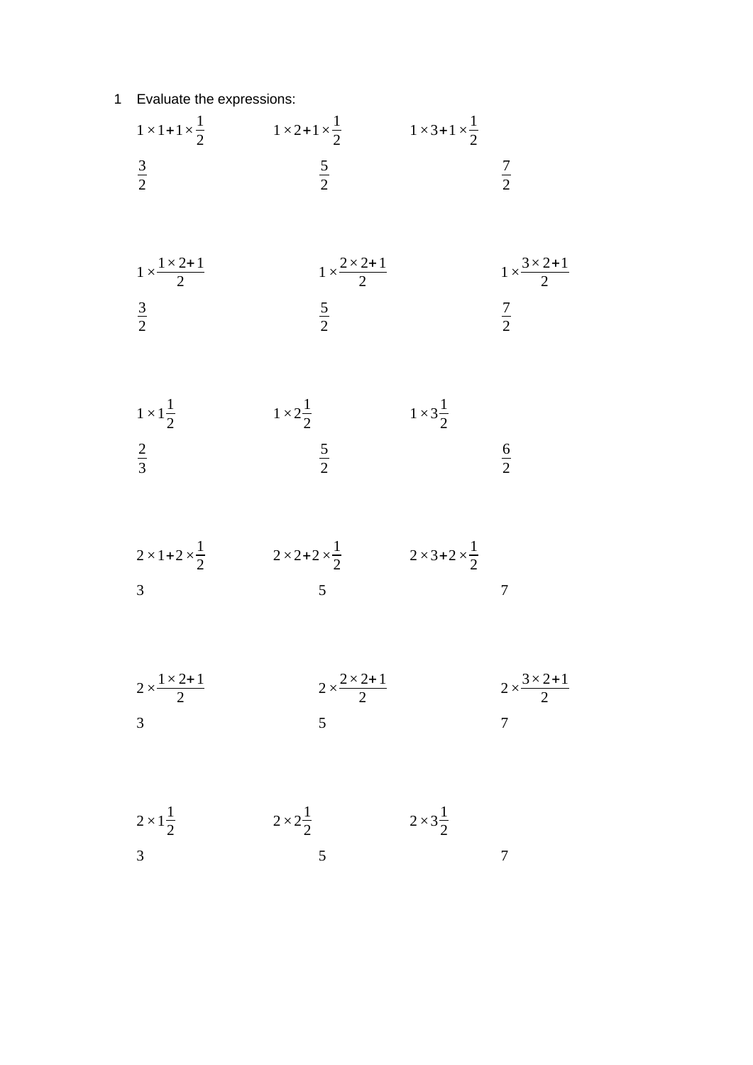1 Evaluate the expressions:

| | | |
|---|---|---|
| $1\times1+1\times\frac{1}{2}$ | $1\times2+1\times\frac{1}{2}$ | $1\times3+1\times\frac{1}{2}$ |
| $\frac{3}{2}$ | $\frac{5}{2}$ | $\frac{7}{2}$ |
| $1\times\frac{1\times2+1}{2}$ | $1\times\frac{2\times2+1}{2}$ | $1\times\frac{3\times2+1}{2}$ |
| $\frac{3}{2}$ | $\frac{5}{2}$ | $\frac{7}{2}$ |
| $1\times1\frac{1}{2}$ | $1\times2\frac{1}{2}$ | $1\times3\frac{1}{2}$ |
| $\frac{2}{3}$ | $\frac{5}{2}$ | $\frac{6}{2}$ |
| $2\times1+2\times\frac{1}{2}$ | $2\times2+2\times\frac{1}{2}$ | $2\times3+2\times\frac{1}{2}$ |
| $3$ | $5$ | $7$ |
| $2\times\frac{1\times2+1}{2}$ | $2\times\frac{2\times2+1}{2}$ | $2\times\frac{3\times2+1}{2}$ |
| $3$ | $5$ | $7$ |
| $2\times1\frac{1}{2}$ | $2\times2\frac{1}{2}$ | $2\times3\frac{1}{2}$ |
| $3$ | $5$ | $7$ |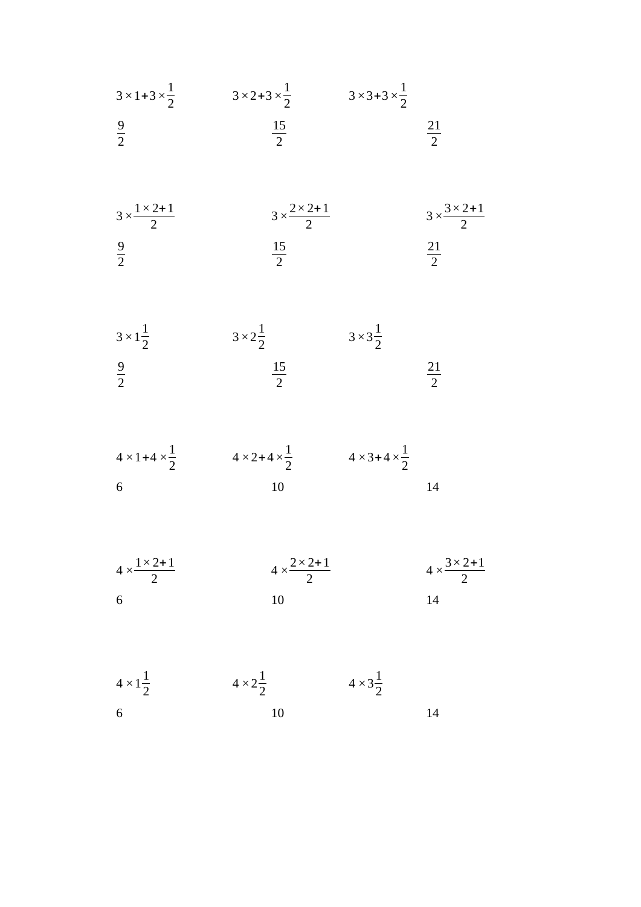$3 \times 1 + 3 \times \frac{1}{2}$ $\quad$ $3 \times 2 + 3 \times \frac{1}{2}$ $\quad$ $3 \times 3 + 3 \times \frac{1}{2}$

$\frac{9}{2}$ $\quad$ $\frac{15}{2}$ $\quad$ $\frac{21}{2}$

$3 \times \frac{1 \times 2 + 1}{2}$ $\quad$ $3 \times \frac{2 \times 2 + 1}{2}$ $\quad$ $3 \times \frac{3 \times 2 + 1}{2}$

$\frac{9}{2}$ $\quad$ $\frac{15}{2}$ $\quad$ $\frac{21}{2}$

$3 \times 1\frac{1}{2}$ $\quad$ $3 \times 2\frac{1}{2}$ $\quad$ $3 \times 3\frac{1}{2}$

$\frac{9}{2}$ $\quad$ $\frac{15}{2}$ $\quad$ $\frac{21}{2}$

$4 \times 1 + 4 \times \frac{1}{2}$ $\quad$ $4 \times 2 + 4 \times \frac{1}{2}$ $\quad$ $4 \times 3 + 4 \times \frac{1}{2}$

6 $\quad$ 10 $\quad$ 14

$4 \times \frac{1 \times 2 + 1}{2}$ $\quad$ $4 \times \frac{2 \times 2 + 1}{2}$ $\quad$ $4 \times \frac{3 \times 2 + 1}{2}$

6 $\quad$ 10 $\quad$ 14

$4 \times 1\frac{1}{2}$ $\quad$ $4 \times 2\frac{1}{2}$ $\quad$ $4 \times 3\frac{1}{2}$

6 $\quad$ 10 $\quad$ 14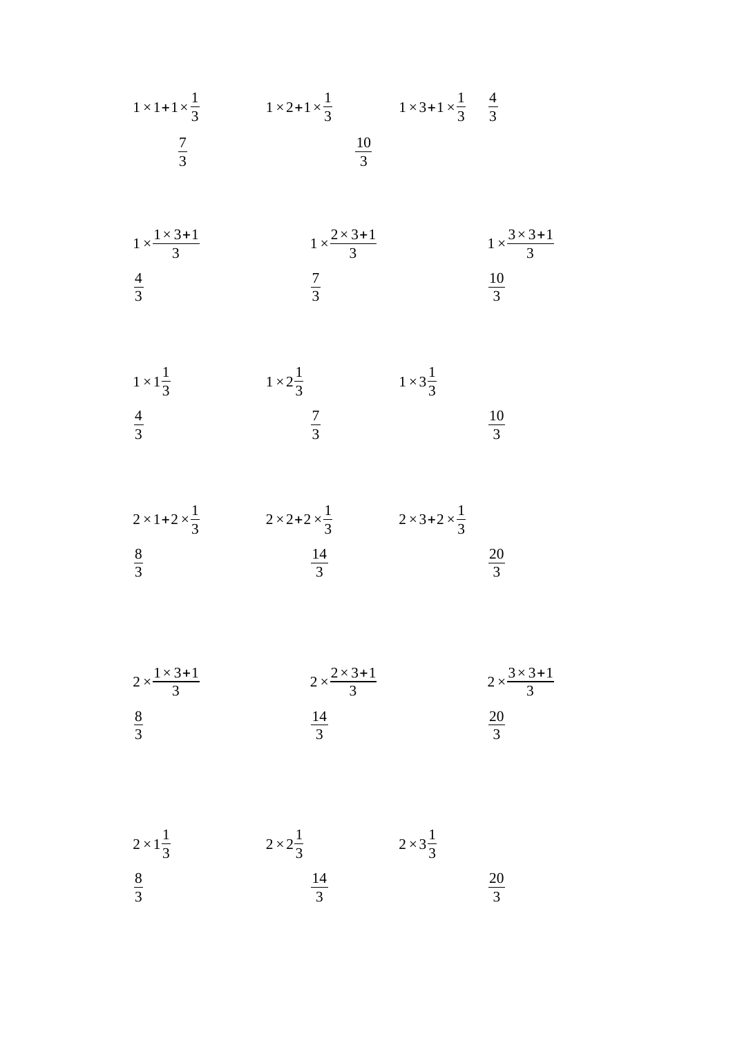$1\times1+1\times\frac{1}{3}$ $\qquad$ $1\times2+1\times\frac{1}{3}$ $\qquad$ $1\times3+1\times\frac{1}{3}$ $\quad$ $\frac{4}{3}$

$\frac{7}{3}$ $\qquad$ $\frac{10}{3}$

$1\times\frac{1\times3+1}{3}$ $\qquad$ $1\times\frac{2\times3+1}{3}$ $\qquad$ $1\times\frac{3\times3+1}{3}$

$\frac{4}{3}$ $\qquad$ $\frac{7}{3}$ $\qquad$ $\frac{10}{3}$

$1\times1\frac{1}{3}$ $\qquad$ $1\times2\frac{1}{3}$ $\qquad$ $1\times3\frac{1}{3}$

$\frac{4}{3}$ $\qquad$ $\frac{7}{3}$ $\qquad$ $\frac{10}{3}$

$2\times1+2\times\frac{1}{3}$ $\qquad$ $2\times2+2\times\frac{1}{3}$ $\qquad$ $2\times3+2\times\frac{1}{3}$

$\frac{8}{3}$ $\qquad$ $\frac{14}{3}$ $\qquad$ $\frac{20}{3}$

$2\times\frac{1\times3+1}{3}$ $\qquad$ $2\times\frac{2\times3+1}{3}$ $\qquad$ $2\times\frac{3\times3+1}{3}$

$\frac{8}{3}$ $\qquad$ $\frac{14}{3}$ $\qquad$ $\frac{20}{3}$

$2\times1\frac{1}{3}$ $\qquad$ $2\times2\frac{1}{3}$ $\qquad$ $2\times3\frac{1}{3}$

$\frac{8}{3}$ $\qquad$ $\frac{14}{3}$ $\qquad$ $\frac{20}{3}$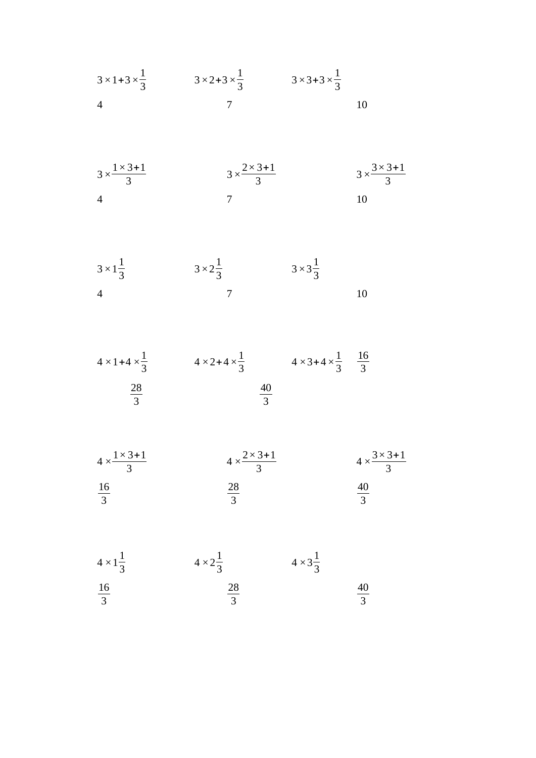$3\times1+3\times\frac{1}{3}$ $\qquad$ $3\times2+3\times\frac{1}{3}$ $\qquad$ $3\times3+3\times\frac{1}{3}$

4 $\qquad$ 7 $\qquad$ 10

$3\times\frac{1\times3+1}{3}$ $\qquad$ $3\times\frac{2\times3+1}{3}$ $\qquad$ $3\times\frac{3\times3+1}{3}$

4 $\qquad$ 7 $\qquad$ 10

$3\times1\frac{1}{3}$ $\qquad$ $3\times2\frac{1}{3}$ $\qquad$ $3\times3\frac{1}{3}$

4 $\qquad$ 7 $\qquad$ 10

$4\times1+4\times\frac{1}{3}$ $\qquad$ $4\times2+4\times\frac{1}{3}$ $\qquad$ $4\times3+4\times\frac{1}{3}$ $\qquad$ $\frac{16}{3}$

$\frac{28}{3}$ $\qquad$ $\frac{40}{3}$

$4\times\frac{1\times3+1}{3}$ $\qquad$ $4\times\frac{2\times3+1}{3}$ $\qquad$ $4\times\frac{3\times3+1}{3}$

$\frac{16}{3}$ $\qquad$ $\frac{28}{3}$ $\qquad$ $\frac{40}{3}$

$4\times1\frac{1}{3}$ $\qquad$ $4\times2\frac{1}{3}$ $\qquad$ $4\times3\frac{1}{3}$

$\frac{16}{3}$ $\qquad$ $\frac{28}{3}$ $\qquad$ $\frac{40}{3}$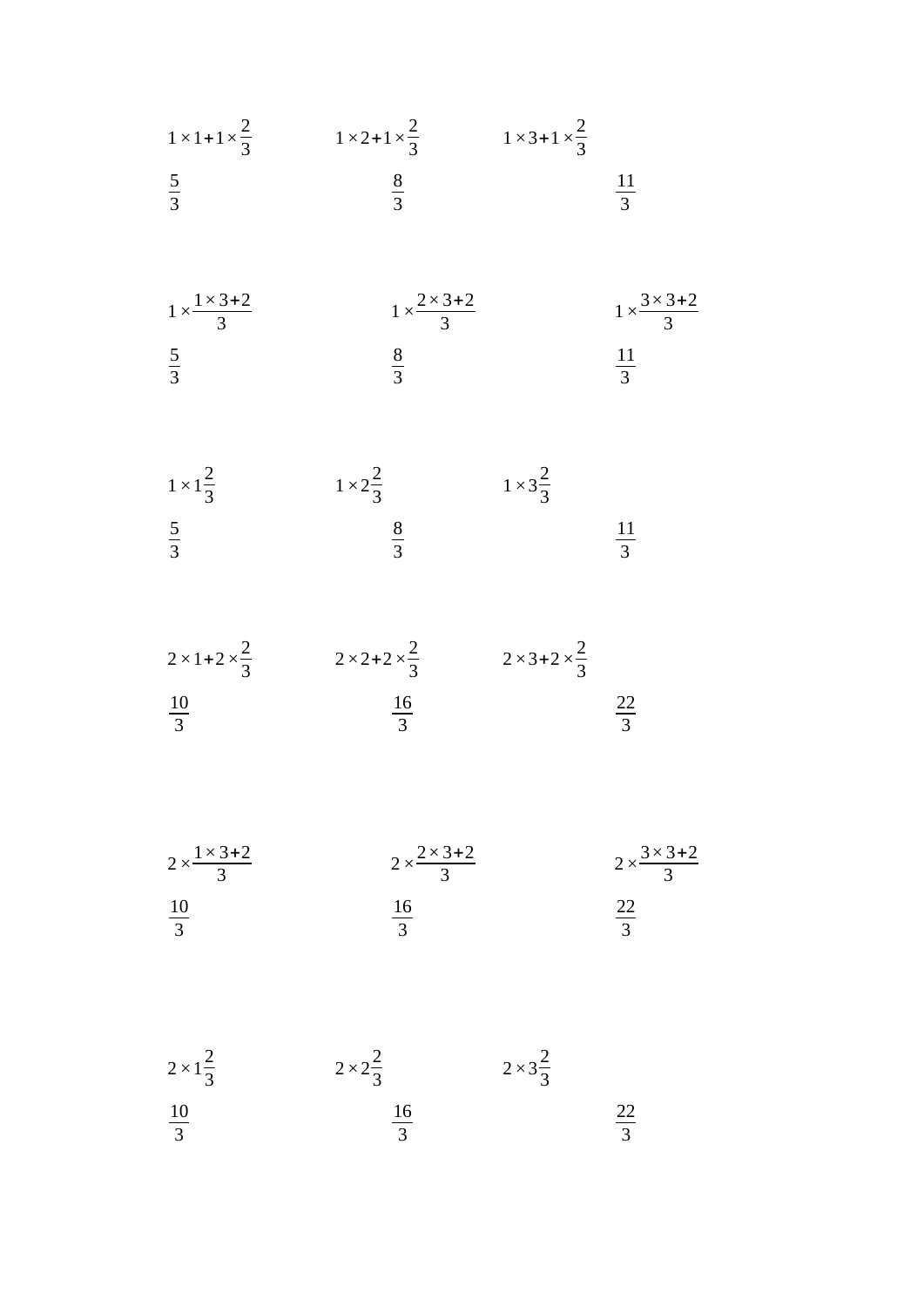$1\times1+1\times\frac{2}{3}$ $1\times2+1\times\frac{2}{3}$ $1\times3+1\times\frac{2}{3}$

$\frac{5}{3}$ $\frac{8}{3}$ $\frac{11}{3}$

$1\times\frac{1\times3+2}{3}$ $1\times\frac{2\times3+2}{3}$ $1\times\frac{3\times3+2}{3}$

$\frac{5}{3}$ $\frac{8}{3}$ $\frac{11}{3}$

$1\times1\frac{2}{3}$ $1\times2\frac{2}{3}$ $1\times3\frac{2}{3}$

$\frac{5}{3}$ $\frac{8}{3}$ $\frac{11}{3}$

$2\times1+2\times\frac{2}{3}$ $2\times2+2\times\frac{2}{3}$ $2\times3+2\times\frac{2}{3}$

$\frac{10}{3}$ $\frac{16}{3}$ $\frac{22}{3}$

$2\times\frac{1\times3+2}{3}$ $2\times\frac{2\times3+2}{3}$ $2\times\frac{3\times3+2}{3}$

$\frac{10}{3}$ $\frac{16}{3}$ $\frac{22}{3}$

$2\times1\frac{2}{3}$ $2\times2\frac{2}{3}$ $2\times3\frac{2}{3}$

$\frac{10}{3}$ $\frac{16}{3}$ $\frac{22}{3}$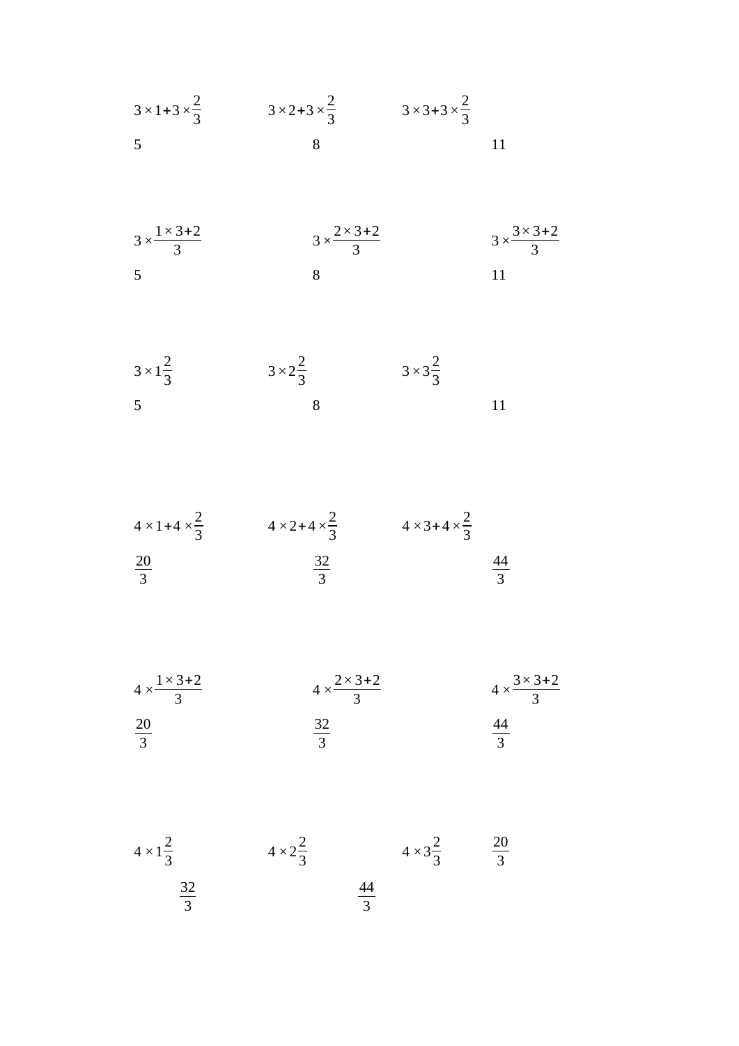$3\times1+3\times\frac{2}{3}$　　$3\times2+3\times\frac{2}{3}$　　$3\times3+3\times\frac{2}{3}$

5　　8　　11

$3\times\frac{1\times3+2}{3}$　　$3\times\frac{2\times3+2}{3}$　　$3\times\frac{3\times3+2}{3}$

5　　8　　11

$3\times1\frac{2}{3}$　　$3\times2\frac{2}{3}$　　$3\times3\frac{2}{3}$

5　　8　　11

$4\times1+4\times\frac{2}{3}$　　$4\times2+4\times\frac{2}{3}$　　$4\times3+4\times\frac{2}{3}$

$\frac{20}{3}$　　$\frac{32}{3}$　　$\frac{44}{3}$

$4\times\frac{1\times3+2}{3}$　　$4\times\frac{2\times3+2}{3}$　　$4\times\frac{3\times3+2}{3}$

$\frac{20}{3}$　　$\frac{32}{3}$　　$\frac{44}{3}$

$4\times1\frac{2}{3}$　　$4\times2\frac{2}{3}$　　$4\times3\frac{2}{3}$　　$\frac{20}{3}$

$\frac{32}{3}$　　$\frac{44}{3}$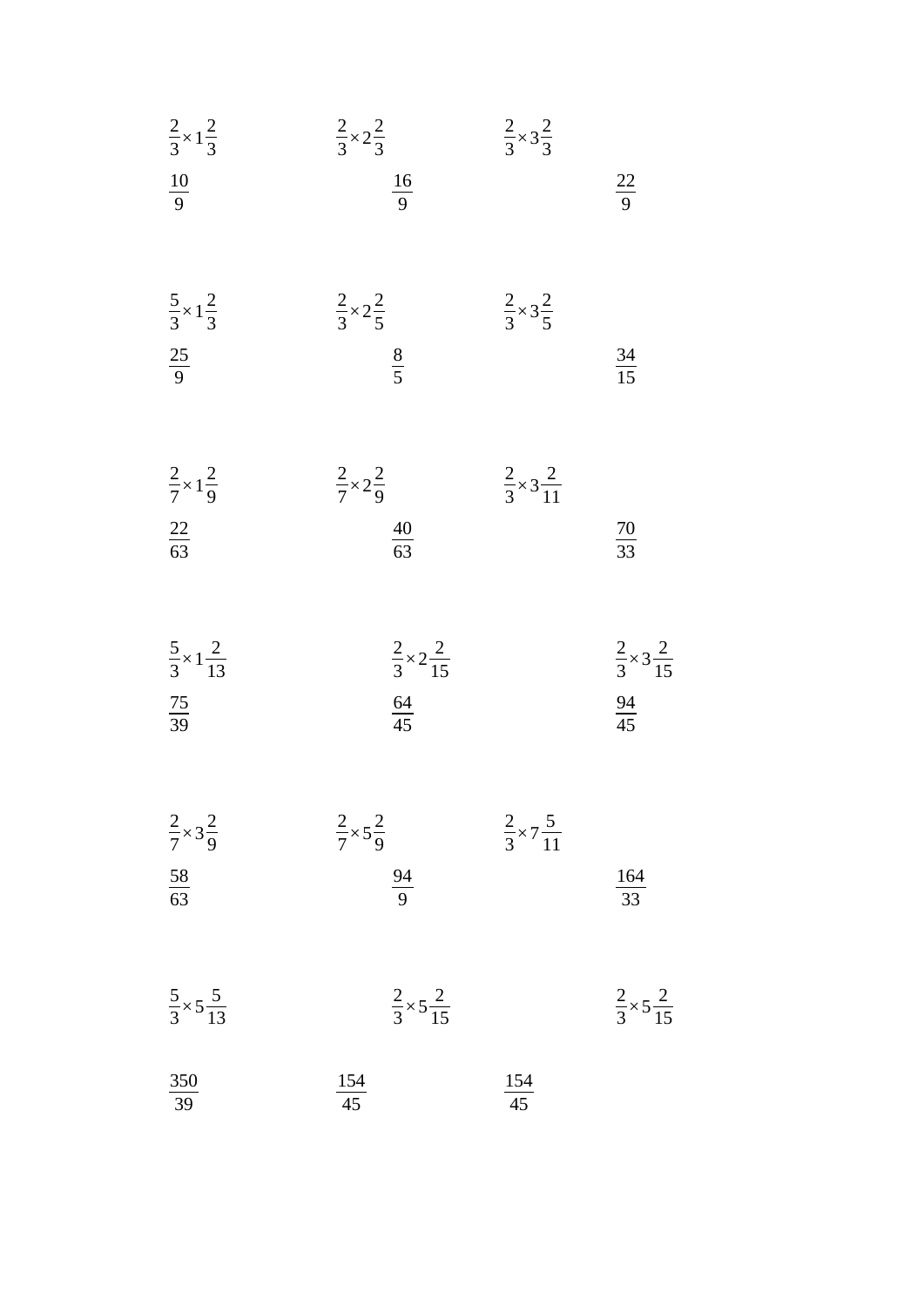$\frac{2}{3}\times1\frac{2}{3}$ $\frac{2}{3}\times2\frac{2}{3}$ $\frac{2}{3}\times3\frac{2}{3}$

$\frac{10}{9}$ $\frac{16}{9}$ $\frac{22}{9}$

$\frac{5}{3}\times1\frac{2}{3}$ $\frac{2}{3}\times2\frac{2}{5}$ $\frac{2}{3}\times3\frac{2}{5}$

$\frac{25}{9}$ $\frac{8}{5}$ $\frac{34}{15}$

$\frac{2}{7}\times1\frac{2}{9}$ $\frac{2}{7}\times2\frac{2}{9}$ $\frac{2}{3}\times3\frac{2}{11}$

$\frac{22}{63}$ $\frac{40}{63}$ $\frac{70}{33}$

$\frac{5}{3}\times1\frac{2}{13}$ $\frac{2}{3}\times2\frac{2}{15}$ $\frac{2}{3}\times3\frac{2}{15}$

$\frac{75}{39}$ $\frac{64}{45}$ $\frac{94}{45}$

$\frac{2}{7}\times3\frac{2}{9}$ $\frac{2}{7}\times5\frac{2}{9}$ $\frac{2}{3}\times7\frac{5}{11}$

$\frac{58}{63}$ $\frac{94}{9}$ $\frac{164}{33}$

$\frac{5}{3}\times5\frac{5}{13}$ $\frac{2}{3}\times5\frac{2}{15}$ $\frac{2}{3}\times5\frac{2}{15}$

$\frac{350}{39}$ $\frac{154}{45}$ $\frac{154}{45}$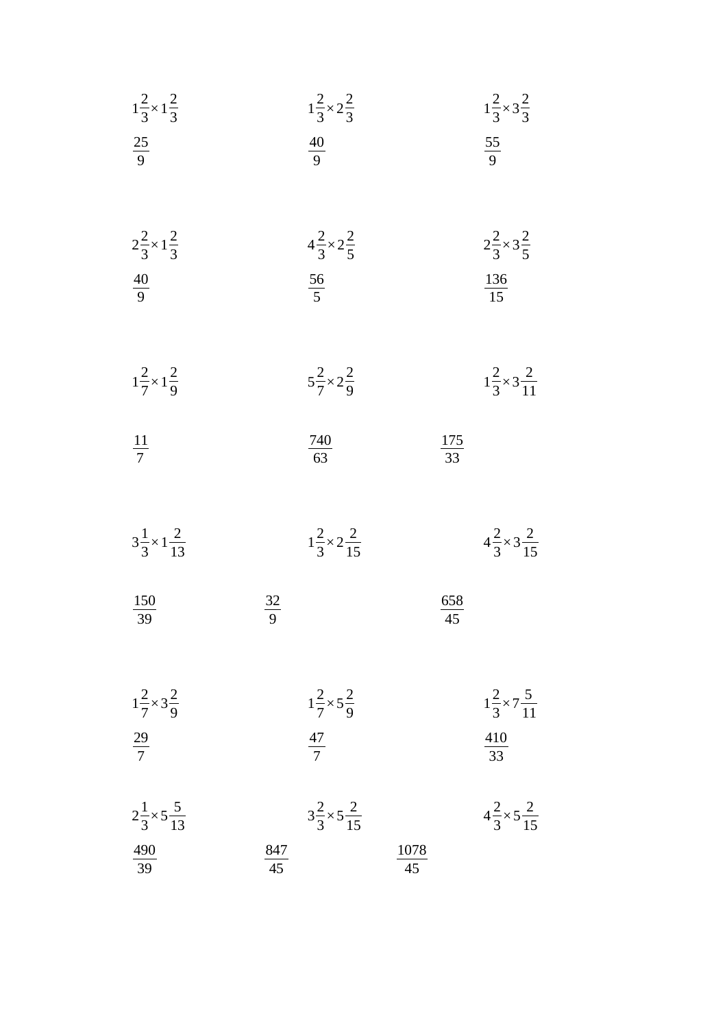$1\frac{2}{3}\times1\frac{2}{3}$

$\frac{25}{9}$

$1\frac{2}{3}\times2\frac{2}{3}$

$\frac{40}{9}$

$1\frac{2}{3}\times3\frac{2}{3}$

$\frac{55}{9}$

$2\frac{2}{3}\times1\frac{2}{3}$

$\frac{40}{9}$

$4\frac{2}{3}\times2\frac{2}{5}$

$\frac{56}{5}$

$2\frac{2}{3}\times3\frac{2}{5}$

$\frac{136}{15}$

$1\frac{2}{7}\times1\frac{2}{9}$

$\frac{11}{7}$

$5\frac{2}{7}\times2\frac{2}{9}$

$\frac{740}{63}$

$1\frac{2}{3}\times3\frac{2}{11}$

$\frac{175}{33}$

$3\frac{1}{3}\times1\frac{2}{13}$

$\frac{150}{39}$

$1\frac{2}{3}\times2\frac{2}{15}$

$\frac{32}{9}$

$4\frac{2}{3}\times3\frac{2}{15}$

$\frac{658}{45}$

$1\frac{2}{7}\times3\frac{2}{9}$

$\frac{29}{7}$

$1\frac{2}{7}\times5\frac{2}{9}$

$\frac{47}{7}$

$1\frac{2}{3}\times7\frac{5}{11}$

$\frac{410}{33}$

$2\frac{1}{3}\times5\frac{5}{13}$

$\frac{490}{39}$

$3\frac{2}{3}\times5\frac{2}{15}$

$\frac{847}{45}$

$4\frac{2}{3}\times5\frac{2}{15}$

$\frac{1078}{45}$